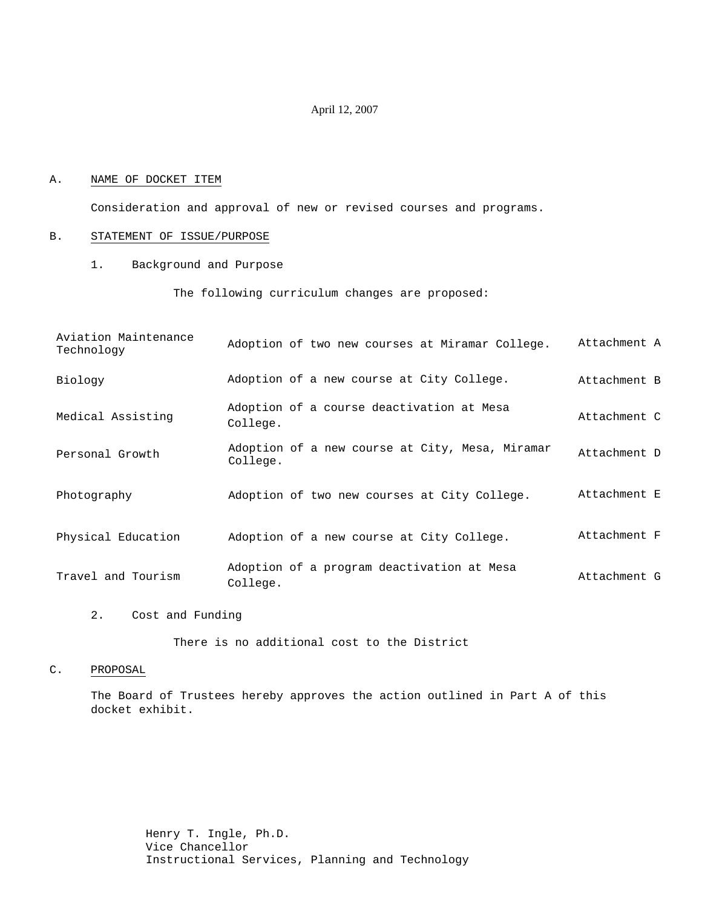April 12, 2007

A. NAME OF DOCKET ITEM

Consideration and approval of new or revised courses and programs.

B. STATEMENT OF ISSUE/PURPOSE

1. Background and Purpose

The following curriculum changes are proposed:

| | | |
|---|---|---|
| Aviation Maintenance Technology | Adoption of two new courses at Miramar College. | Attachment A |
| Biology | Adoption of a new course at City College. | Attachment B |
| Medical Assisting | Adoption of a course deactivation at Mesa College. | Attachment C |
| Personal Growth | Adoption of a new course at City, Mesa, Miramar College. | Attachment D |
| Photography | Adoption of two new courses at City College. | Attachment E |
| Physical Education | Adoption of a new course at City College. | Attachment F |
| Travel and Tourism | Adoption of a program deactivation at Mesa College. | Attachment G |

2. Cost and Funding

There is no additional cost to the District

C. PROPOSAL

The Board of Trustees hereby approves the action outlined in Part A of this docket exhibit.

Henry T. Ingle, Ph.D.
Vice Chancellor
Instructional Services, Planning and Technology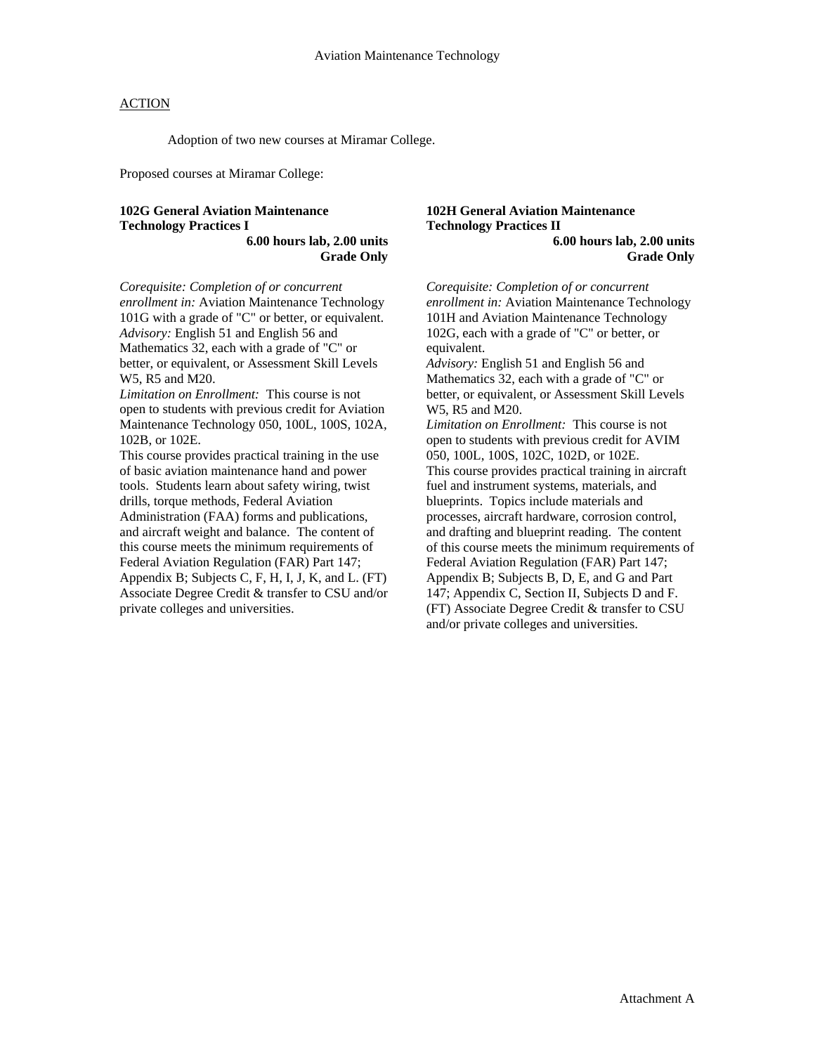Aviation Maintenance Technology

ACTION

Adoption of two new courses at Miramar College.

Proposed courses at Miramar College:

**102G General Aviation Maintenance Technology Practices I**
**6.00 hours lab, 2.00 units**
**Grade Only**

*Corequisite: Completion of or concurrent enrollment in:* Aviation Maintenance Technology 101G with a grade of "C" or better, or equivalent.
*Advisory:* English 51 and English 56 and Mathematics 32, each with a grade of "C" or better, or equivalent, or Assessment Skill Levels W5, R5 and M20.
*Limitation on Enrollment:* This course is not open to students with previous credit for Aviation Maintenance Technology 050, 100L, 100S, 102A, 102B, or 102E.
This course provides practical training in the use of basic aviation maintenance hand and power tools. Students learn about safety wiring, twist drills, torque methods, Federal Aviation Administration (FAA) forms and publications, and aircraft weight and balance. The content of this course meets the minimum requirements of Federal Aviation Regulation (FAR) Part 147; Appendix B; Subjects C, F, H, I, J, K, and L. (FT) Associate Degree Credit & transfer to CSU and/or private colleges and universities.

**102H General Aviation Maintenance Technology Practices II**
**6.00 hours lab, 2.00 units**
**Grade Only**

*Corequisite: Completion of or concurrent enrollment in:* Aviation Maintenance Technology 101H and Aviation Maintenance Technology 102G, each with a grade of "C" or better, or equivalent.
*Advisory:* English 51 and English 56 and Mathematics 32, each with a grade of "C" or better, or equivalent, or Assessment Skill Levels W5, R5 and M20.
*Limitation on Enrollment:* This course is not open to students with previous credit for AVIM 050, 100L, 100S, 102C, 102D, or 102E.
This course provides practical training in aircraft fuel and instrument systems, materials, and blueprints. Topics include materials and processes, aircraft hardware, corrosion control, and drafting and blueprint reading. The content of this course meets the minimum requirements of Federal Aviation Regulation (FAR) Part 147; Appendix B; Subjects B, D, E, and G and Part 147; Appendix C, Section II, Subjects D and F. (FT) Associate Degree Credit & transfer to CSU and/or private colleges and universities.

Attachment A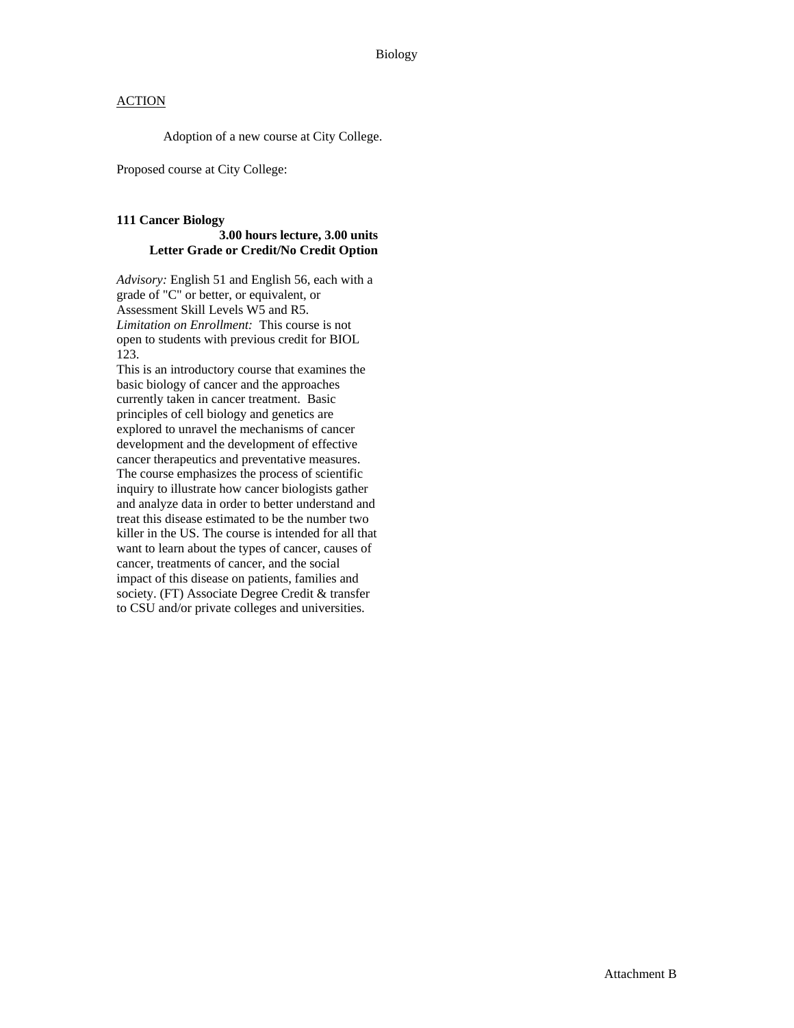Biology

<u>ACTION</u>

Adoption of a new course at City College.

Proposed course at City College:

**111 Cancer Biology**
**3.00 hours lecture, 3.00 units**
**Letter Grade or Credit/No Credit Option**

*Advisory:* English 51 and English 56, each with a grade of "C" or better, or equivalent, or Assessment Skill Levels W5 and R5.
*Limitation on Enrollment:* This course is not open to students with previous credit for BIOL 123.
This is an introductory course that examines the basic biology of cancer and the approaches currently taken in cancer treatment. Basic principles of cell biology and genetics are explored to unravel the mechanisms of cancer development and the development of effective cancer therapeutics and preventative measures. The course emphasizes the process of scientific inquiry to illustrate how cancer biologists gather and analyze data in order to better understand and treat this disease estimated to be the number two killer in the US. The course is intended for all that want to learn about the types of cancer, causes of cancer, treatments of cancer, and the social impact of this disease on patients, families and society. (FT) Associate Degree Credit & transfer to CSU and/or private colleges and universities.

Attachment B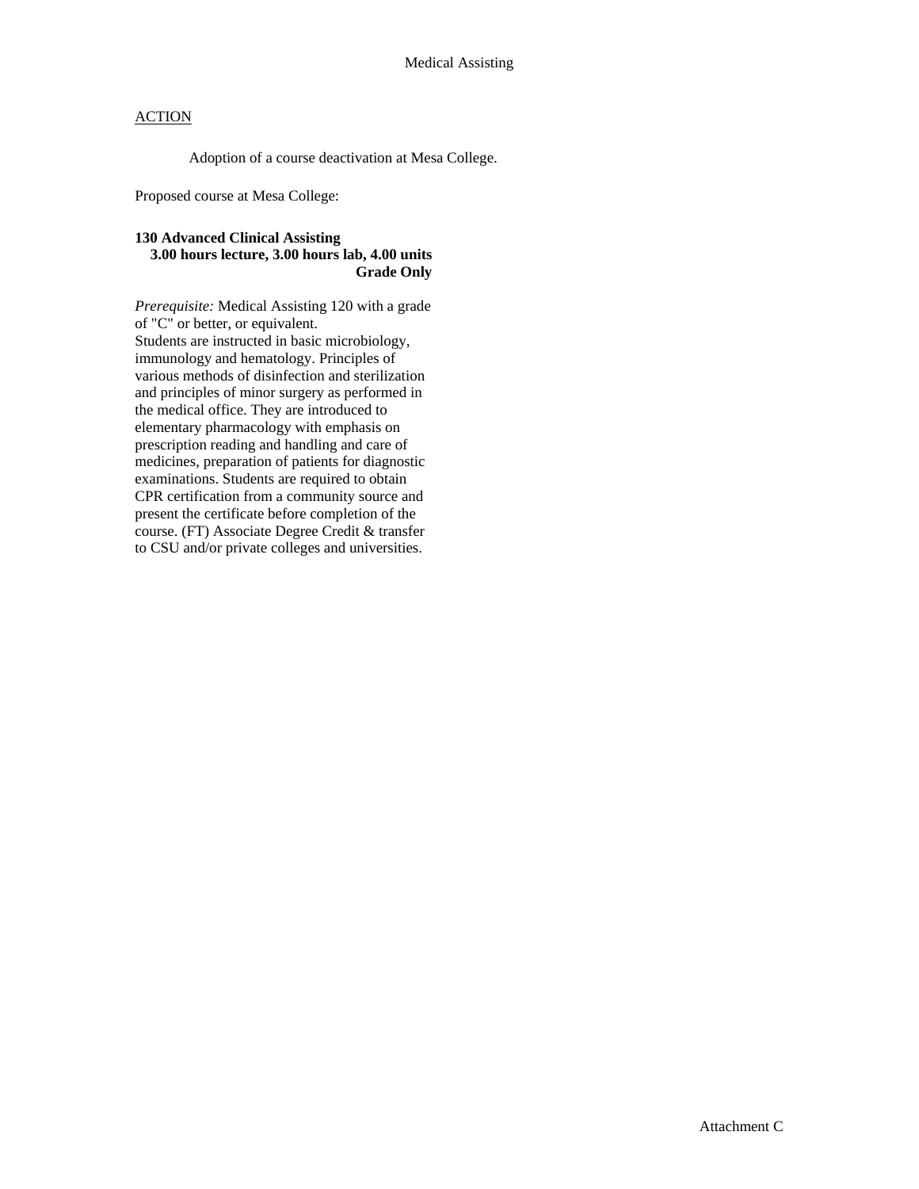Medical Assisting

ACTION

Adoption of a course deactivation at Mesa College.

Proposed course at Mesa College:

**130 Advanced Clinical Assisting**
**3.00 hours lecture, 3.00 hours lab, 4.00 units**
**Grade Only**

*Prerequisite:* Medical Assisting 120 with a grade of "C" or better, or equivalent.
Students are instructed in basic microbiology, immunology and hematology. Principles of various methods of disinfection and sterilization and principles of minor surgery as performed in the medical office. They are introduced to elementary pharmacology with emphasis on prescription reading and handling and care of medicines, preparation of patients for diagnostic examinations. Students are required to obtain CPR certification from a community source and present the certificate before completion of the course. (FT) Associate Degree Credit & transfer to CSU and/or private colleges and universities.

Attachment C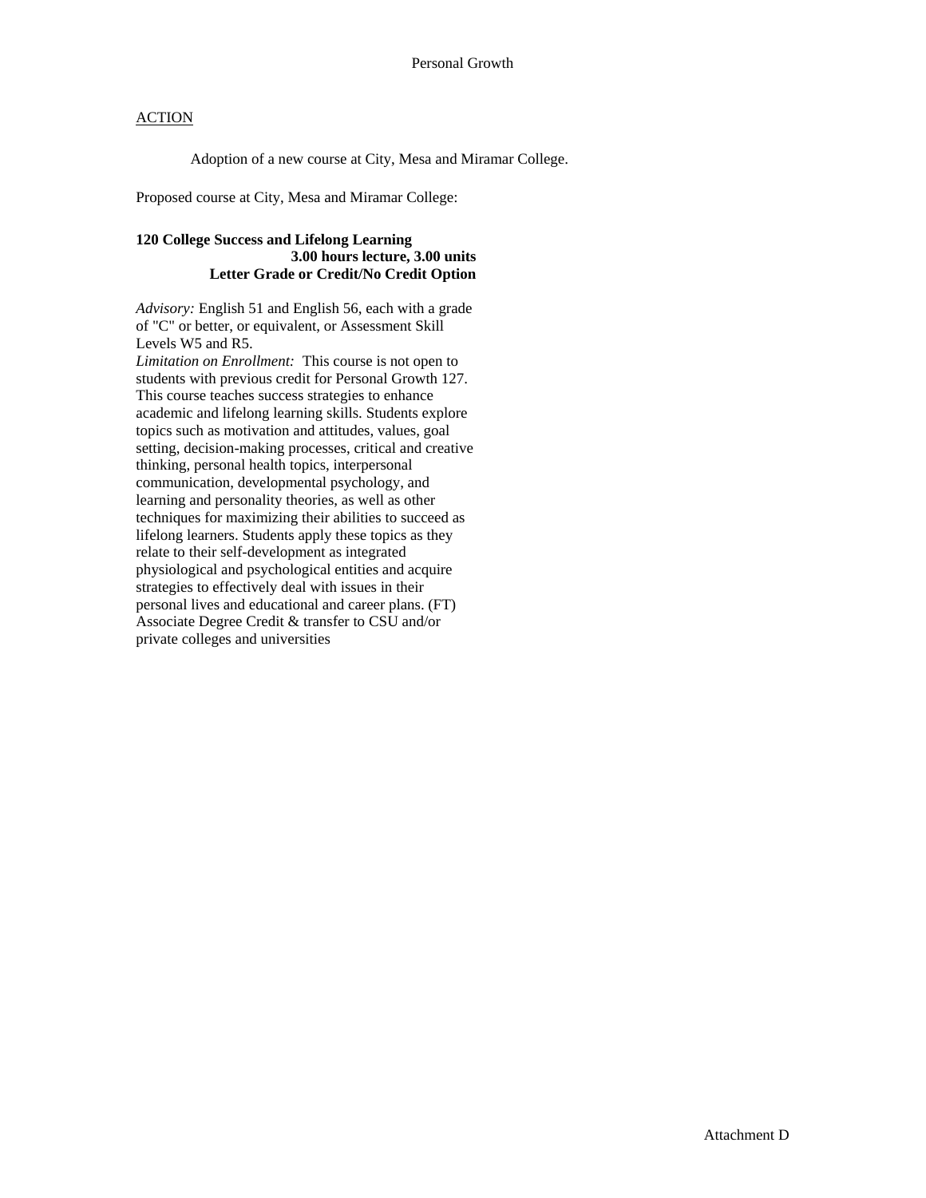# Personal Growth

## ACTION

Adoption of a new course at City, Mesa and Miramar College.

Proposed course at City, Mesa and Miramar College:

**120 College Success and Lifelong Learning**
**3.00 hours lecture, 3.00 units**
**Letter Grade or Credit/No Credit Option**

*Advisory:* English 51 and English 56, each with a grade of "C" or better, or equivalent, or Assessment Skill Levels W5 and R5.
*Limitation on Enrollment:* This course is not open to students with previous credit for Personal Growth 127.
This course teaches success strategies to enhance academic and lifelong learning skills. Students explore topics such as motivation and attitudes, values, goal setting, decision-making processes, critical and creative thinking, personal health topics, interpersonal communication, developmental psychology, and learning and personality theories, as well as other techniques for maximizing their abilities to succeed as lifelong learners. Students apply these topics as they relate to their self-development as integrated physiological and psychological entities and acquire strategies to effectively deal with issues in their personal lives and educational and career plans. (FT)
Associate Degree Credit & transfer to CSU and/or private colleges and universities

Attachment D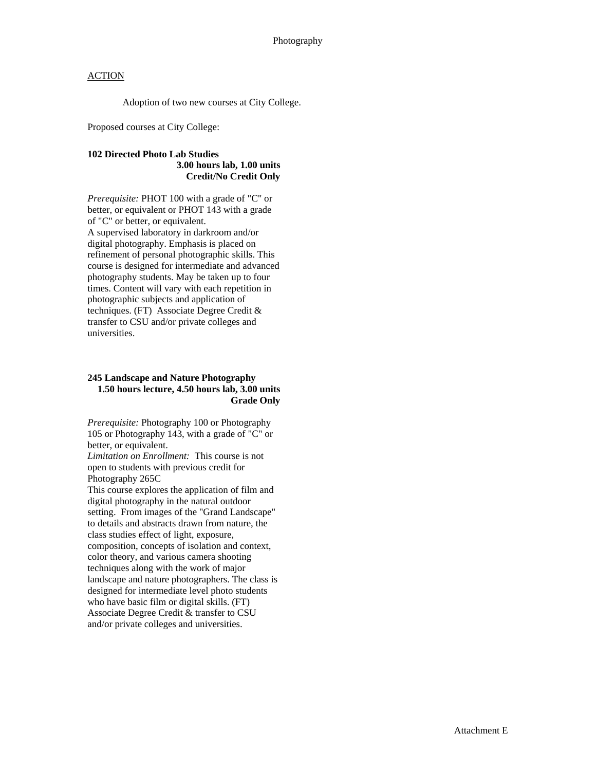Photography

ACTION

Adoption of two new courses at City College.

Proposed courses at City College:

**102 Directed Photo Lab Studies**
**3.00 hours lab, 1.00 units**
**Credit/No Credit Only**

*Prerequisite:* PHOT 100 with a grade of "C" or better, or equivalent or PHOT 143 with a grade of "C" or better, or equivalent.
A supervised laboratory in darkroom and/or digital photography. Emphasis is placed on refinement of personal photographic skills. This course is designed for intermediate and advanced photography students. May be taken up to four times. Content will vary with each repetition in photographic subjects and application of techniques. (FT) Associate Degree Credit & transfer to CSU and/or private colleges and universities.

**245 Landscape and Nature Photography**
**1.50 hours lecture, 4.50 hours lab, 3.00 units**
**Grade Only**

*Prerequisite:* Photography 100 or Photography 105 or Photography 143, with a grade of "C" or better, or equivalent.
*Limitation on Enrollment:* This course is not open to students with previous credit for Photography 265C
This course explores the application of film and digital photography in the natural outdoor setting. From images of the "Grand Landscape" to details and abstracts drawn from nature, the class studies effect of light, exposure, composition, concepts of isolation and context, color theory, and various camera shooting techniques along with the work of major landscape and nature photographers. The class is designed for intermediate level photo students who have basic film or digital skills. (FT) Associate Degree Credit & transfer to CSU and/or private colleges and universities.

Attachment E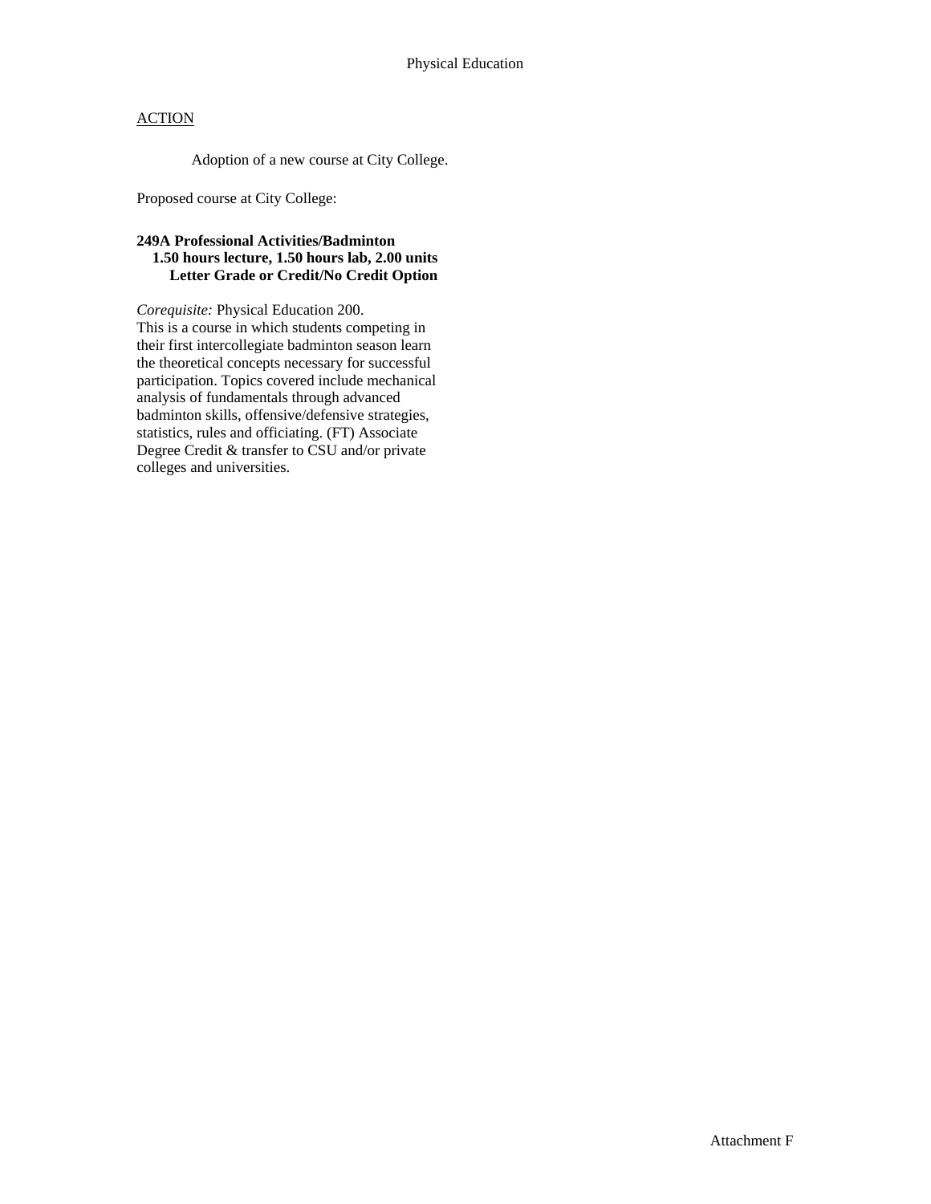Physical Education

ACTION

Adoption of a new course at City College.

Proposed course at City College:

**249A Professional Activities/Badminton**
**1.50 hours lecture, 1.50 hours lab, 2.00 units**
**Letter Grade or Credit/No Credit Option**

*Corequisite:* Physical Education 200.
This is a course in which students competing in their first intercollegiate badminton season learn the theoretical concepts necessary for successful participation. Topics covered include mechanical analysis of fundamentals through advanced badminton skills, offensive/defensive strategies, statistics, rules and officiating. (FT) Associate Degree Credit & transfer to CSU and/or private colleges and universities.

Attachment F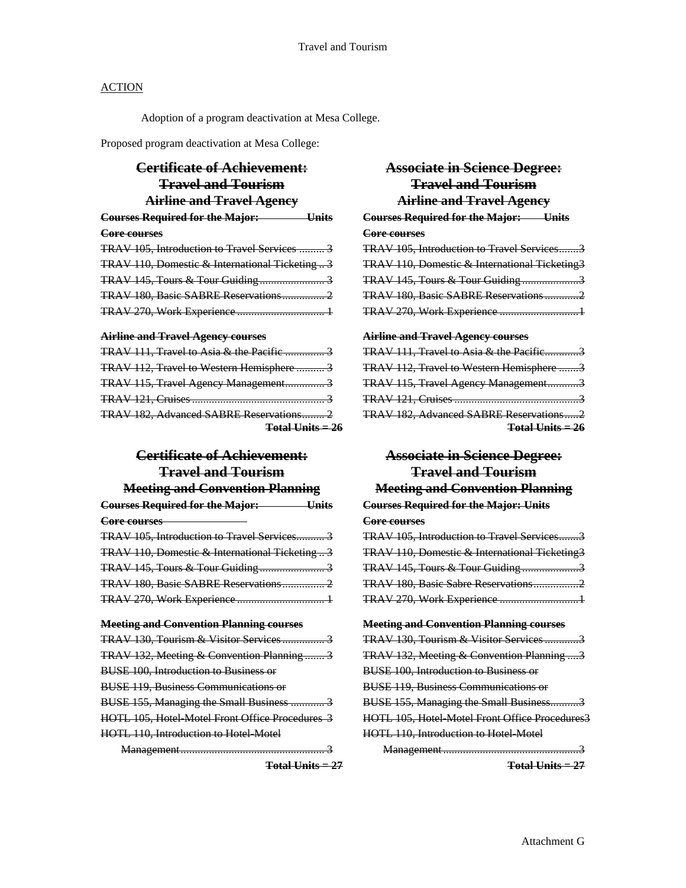## ACTION

Adoption of a program deactivation at Mesa College.

Proposed program deactivation at Mesa College:

### ~~Certificate of Achievement: Travel and Tourism Airline and Travel Agency~~

| ~~Courses Required for the Major:~~ | ~~Units~~ |
|---|---|
| **~~Core courses~~** | |
| ~~TRAV 105, Introduction to Travel Services~~ | ~~3~~ |
| ~~TRAV 110, Domestic & International Ticketing~~ | ~~3~~ |
| ~~TRAV 145, Tours & Tour Guiding~~ | ~~3~~ |
| ~~TRAV 180, Basic SABRE Reservations~~ | ~~2~~ |
| ~~TRAV 270, Work Experience~~ | ~~1~~ |
| **~~Airline and Travel Agency courses~~** | |
| ~~TRAV 111, Travel to Asia & the Pacific~~ | ~~3~~ |
| ~~TRAV 112, Travel to Western Hemisphere~~ | ~~3~~ |
| ~~TRAV 115, Travel Agency Management~~ | ~~3~~ |
| ~~TRAV 121, Cruises~~ | ~~3~~ |
| ~~TRAV 182, Advanced SABRE Reservations~~ | ~~2~~ |
| | **~~Total Units = 26~~** |

### ~~Certificate of Achievement: Travel and Tourism Meeting and Convention Planning~~

| ~~Courses Required for the Major:~~ | ~~Units~~ |
|---|---|
| **~~Core courses~~** | |
| ~~TRAV 105, Introduction to Travel Services~~ | ~~3~~ |
| ~~TRAV 110, Domestic & International Ticketing~~ | ~~3~~ |
| ~~TRAV 145, Tours & Tour Guiding~~ | ~~3~~ |
| ~~TRAV 180, Basic SABRE Reservations~~ | ~~2~~ |
| ~~TRAV 270, Work Experience~~ | ~~1~~ |
| **~~Meeting and Convention Planning courses~~** | |
| ~~TRAV 130, Tourism & Visitor Services~~ | ~~3~~ |
| ~~TRAV 132, Meeting & Convention Planning~~ | ~~3~~ |
| ~~BUSE 100, Introduction to Business or BUSE 119, Business Communications or BUSE 155, Managing the Small Business~~ | ~~3~~ |
| ~~HOTL 105, Hotel-Motel Front Office Procedures~~ | ~~3~~ |
| ~~HOTL 110, Introduction to Hotel-Motel Management~~ | ~~3~~ |
| | **~~Total Units = 27~~** |

### ~~Associate in Science Degree: Travel and Tourism Airline and Travel Agency~~

| ~~Courses Required for the Major:~~ | ~~Units~~ |
|---|---|
| **~~Core courses~~** | |
| ~~TRAV 105, Introduction to Travel Services~~ | ~~3~~ |
| ~~TRAV 110, Domestic & International Ticketing~~ | ~~3~~ |
| ~~TRAV 145, Tours & Tour Guiding~~ | ~~3~~ |
| ~~TRAV 180, Basic SABRE Reservations~~ | ~~2~~ |
| ~~TRAV 270, Work Experience~~ | ~~1~~ |
| **~~Airline and Travel Agency courses~~** | |
| ~~TRAV 111, Travel to Asia & the Pacific~~ | ~~3~~ |
| ~~TRAV 112, Travel to Western Hemisphere~~ | ~~3~~ |
| ~~TRAV 115, Travel Agency Management~~ | ~~3~~ |
| ~~TRAV 121, Cruises~~ | ~~3~~ |
| ~~TRAV 182, Advanced SABRE Reservations~~ | ~~2~~ |
| | **~~Total Units = 26~~** |

### ~~Associate in Science Degree: Travel and Tourism Meeting and Convention Planning~~

| ~~Courses Required for the Major:~~ | ~~Units~~ |
|---|---|
| **~~Core courses~~** | |
| ~~TRAV 105, Introduction to Travel Services~~ | ~~3~~ |
| ~~TRAV 110, Domestic & International Ticketing~~ | ~~3~~ |
| ~~TRAV 145, Tours & Tour Guiding~~ | ~~3~~ |
| ~~TRAV 180, Basic Sabre Reservations~~ | ~~2~~ |
| ~~TRAV 270, Work Experience~~ | ~~1~~ |
| **~~Meeting and Convention Planning courses~~** | |
| ~~TRAV 130, Tourism & Visitor Services~~ | ~~3~~ |
| ~~TRAV 132, Meeting & Convention Planning~~ | ~~3~~ |
| ~~BUSE 100, Introduction to Business or BUSE 119, Business Communications or BUSE 155, Managing the Small Business~~ | ~~3~~ |
| ~~HOTL 105, Hotel-Motel Front Office Procedures~~ | ~~3~~ |
| ~~HOTL 110, Introduction to Hotel-Motel Management~~ | ~~3~~ |
| | **~~Total Units = 27~~** |

Attachment G